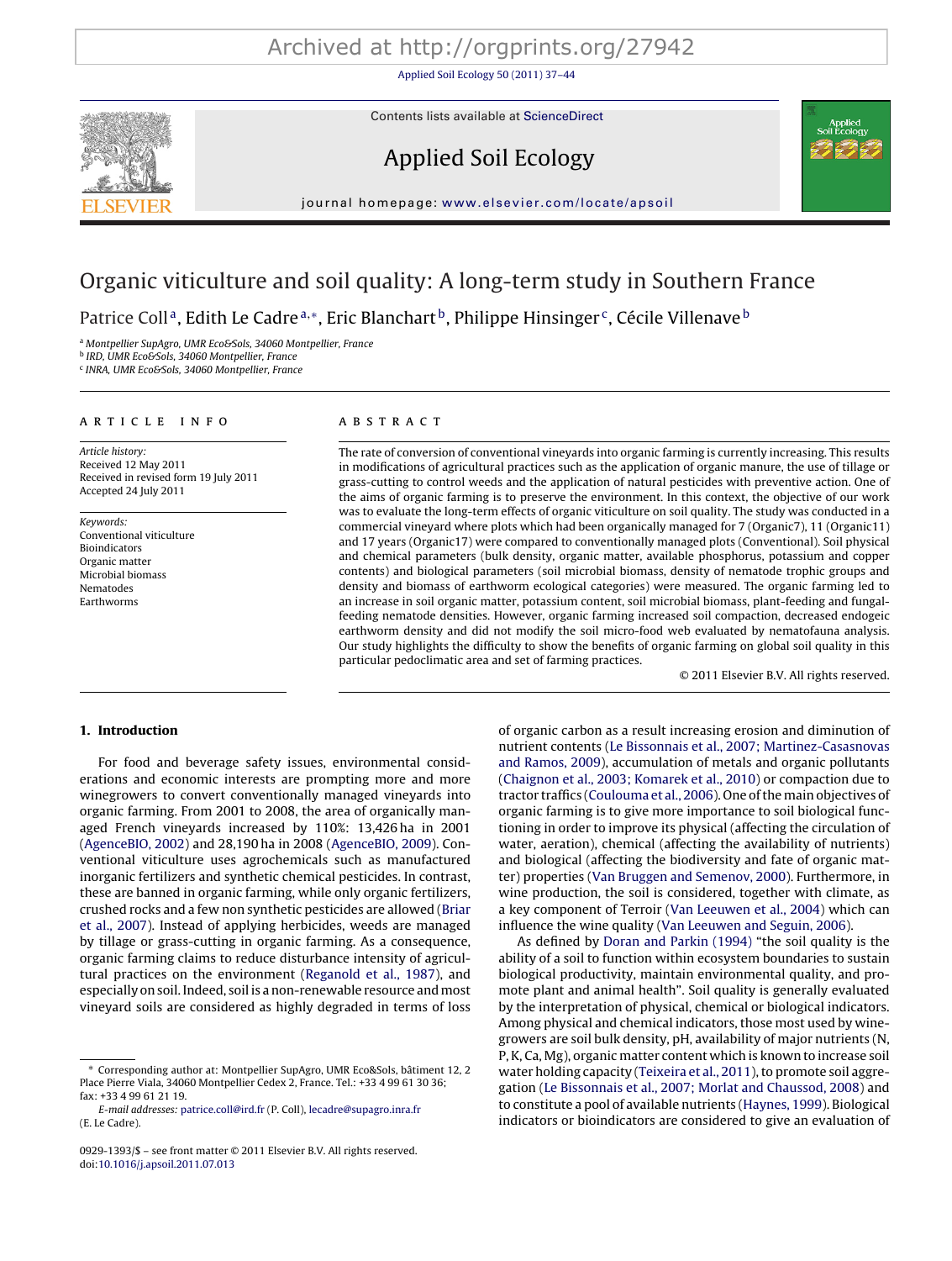Archived at http://orgprints.org/27942

# Organic viticulture and soil quality: A long-term study in Southern France

Patrice Coll[a], Edith Le Cadre[a,*], Eric Blanchart[b], Philippe Hinsinger[c], Cécile Villenave[b]

[a] Montpellier SupAgro, UMR Eco&Sols, 34060 Montpellier, France
[b] IRD, UMR Eco&Sols, 34060 Montpellier, France
[c] INRA, UMR Eco&Sols, 34060 Montpellier, France

**ARTICLE INFO**

*Article history:*
Received 12 May 2011
Received in revised form 19 July 2011
Accepted 24 July 2011

*Keywords:*
Conventional viticulture
Bioindicators
Organic matter
Microbial biomass
Nematodes
Earthworms

**ABSTRACT**

The rate of conversion of conventional vineyards into organic farming is currently increasing. This results in modifications of agricultural practices such as the application of organic manure, the use of tillage or grass-cutting to control weeds and the application of natural pesticides with preventive action. One of the aims of organic farming is to preserve the environment. In this context, the objective of our work was to evaluate the long-term effects of organic viticulture on soil quality. The study was conducted in a commercial vineyard where plots which had been organically managed for 7 (Organic7), 11 (Organic11) and 17 years (Organic17) were compared to conventionally managed plots (Conventional). Soil physical and chemical parameters (bulk density, organic matter, available phosphorus, potassium and copper contents) and biological parameters (soil microbial biomass, density of nematode trophic groups and density and biomass of earthworm ecological categories) were measured. The organic farming led to an increase in soil organic matter, potassium content, soil microbial biomass, plant-feeding and fungal-feeding nematode densities. However, organic farming increased soil compaction, decreased endogeic earthworm density and did not modify the soil micro-food web evaluated by nematofauna analysis. Our study highlights the difficulty to show the benefits of organic farming on global soil quality in this particular pedoclimatic area and set of farming practices.

© 2011 Elsevier B.V. All rights reserved.

## 1. Introduction

For food and beverage safety issues, environmental considerations and economic interests are prompting more and more winegrowers to convert conventionally managed vineyards into organic farming. From 2001 to 2008, the area of organically managed French vineyards increased by 110%: 13,426 ha in 2001 (AgenceBIO, 2002) and 28,190 ha in 2008 (AgenceBIO, 2009). Conventional viticulture uses agrochemicals such as manufactured inorganic fertilizers and synthetic chemical pesticides. In contrast, these are banned in organic farming, while only organic fertilizers, crushed rocks and a few non synthetic pesticides are allowed (Briar et al., 2007). Instead of applying herbicides, weeds are managed by tillage or grass-cutting in organic farming. As a consequence, organic farming claims to reduce disturbance intensity of agricultural practices on the environment (Reganold et al., 1987), and especially on soil. Indeed, soil is a non-renewable resource and most vineyard soils are considered as highly degraded in terms of loss of organic carbon as a result increasing erosion and diminution of nutrient contents (Le Bissonnais et al., 2007; Martinez-Casasnovas and Ramos, 2009), accumulation of metals and organic pollutants (Chaignon et al., 2003; Komarek et al., 2010) or compaction due to tractor traffics (Coulouma et al., 2006). One of the main objectives of organic farming is to give more importance to soil biological functioning in order to improve its physical (affecting the circulation of water, aeration), chemical (affecting the availability of nutrients) and biological (affecting the biodiversity and fate of organic matter) properties (Van Bruggen and Semenov, 2000). Furthermore, in wine production, the soil is considered, together with climate, as a key component of Terroir (Van Leeuwen et al., 2004) which can influence the wine quality (Van Leeuwen and Seguin, 2006).

As defined by Doran and Parkin (1994) "the soil quality is the ability of a soil to function within ecosystem boundaries to sustain biological productivity, maintain environmental quality, and promote plant and animal health". Soil quality is generally evaluated by the interpretation of physical, chemical or biological indicators. Among physical and chemical indicators, those most used by winegrowers are soil bulk density, pH, availability of major nutrients (N, P, K, Ca, Mg), organic matter content which is known to increase soil water holding capacity (Teixeira et al., 2011), to promote soil aggregation (Le Bissonnais et al., 2007; Morlat and Chaussod, 2008) and to constitute a pool of available nutrients (Haynes, 1999). Biological indicators or bioindicators are considered to give an evaluation of

* Corresponding author at: Montpellier SupAgro, UMR Eco&Sols, bâtiment 12, 2 Place Pierre Viala, 34060 Montpellier Cedex 2, France. Tel.: +33 4 99 61 30 36; fax: +33 4 99 61 21 19.
*E-mail addresses:* patrice.coll@ird.fr (P. Coll), lecadre@supagro.inra.fr (E. Le Cadre).

0929-1393/$ – see front matter © 2011 Elsevier B.V. All rights reserved.
doi:10.1016/j.apsoil.2011.07.013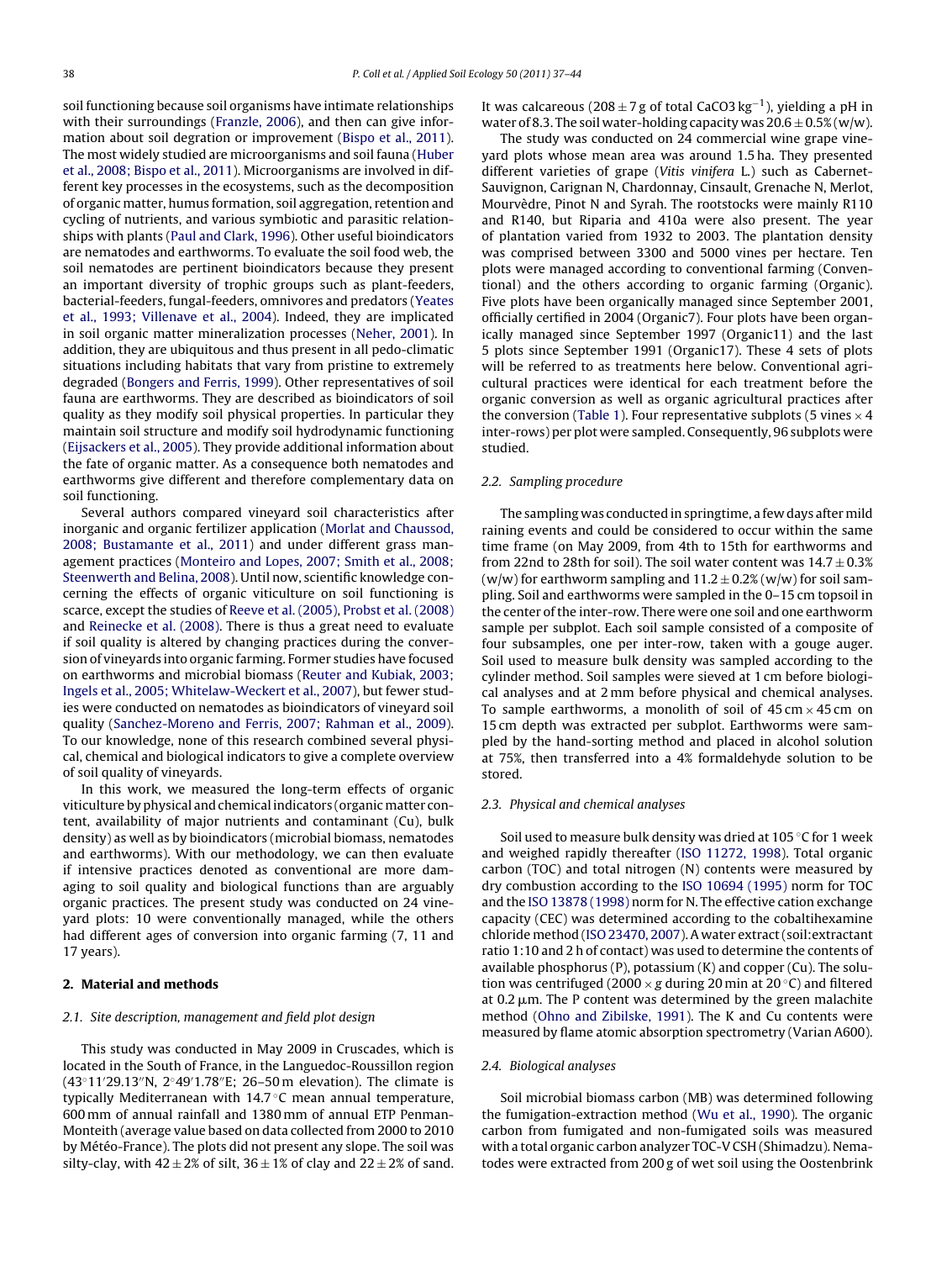soil functioning because soil organisms have intimate relationships with their surroundings (Franzle, 2006), and then can give information about soil degration or improvement (Bispo et al., 2011). The most widely studied are microorganisms and soil fauna (Huber et al., 2008; Bispo et al., 2011). Microorganisms are involved in different key processes in the ecosystems, such as the decomposition of organic matter, humus formation, soil aggregation, retention and cycling of nutrients, and various symbiotic and parasitic relationships with plants (Paul and Clark, 1996). Other useful bioindicators are nematodes and earthworms. To evaluate the soil food web, the soil nematodes are pertinent bioindicators because they present an important diversity of trophic groups such as plant-feeders, bacterial-feeders, fungal-feeders, omnivores and predators (Yeates et al., 1993; Villenave et al., 2004). Indeed, they are implicated in soil organic matter mineralization processes (Neher, 2001). In addition, they are ubiquitous and thus present in all pedo-climatic situations including habitats that vary from pristine to extremely degraded (Bongers and Ferris, 1999). Other representatives of soil fauna are earthworms. They are described as bioindicators of soil quality as they modify soil physical properties. In particular they maintain soil structure and modify soil hydrodynamic functioning (Eijsackers et al., 2005). They provide additional information about the fate of organic matter. As a consequence both nematodes and earthworms give different and therefore complementary data on soil functioning.

Several authors compared vineyard soil characteristics after inorganic and organic fertilizer application (Morlat and Chaussod, 2008; Bustamante et al., 2011) and under different grass management practices (Monteiro and Lopes, 2007; Smith et al., 2008; Steenwerth and Belina, 2008). Until now, scientific knowledge concerning the effects of organic viticulture on soil functioning is scarce, except the studies of Reeve et al. (2005), Probst et al. (2008) and Reinecke et al. (2008). There is thus a great need to evaluate if soil quality is altered by changing practices during the conversion of vineyards into organic farming. Former studies have focused on earthworms and microbial biomass (Reuter and Kubiak, 2003; Ingels et al., 2005; Whitelaw-Weckert et al., 2007), but fewer studies were conducted on nematodes as bioindicators of vineyard soil quality (Sanchez-Moreno and Ferris, 2007; Rahman et al., 2009). To our knowledge, none of this research combined several physical, chemical and biological indicators to give a complete overview of soil quality of vineyards.

In this work, we measured the long-term effects of organic viticulture by physical and chemical indicators (organic matter content, availability of major nutrients and contaminant (Cu), bulk density) as well as by bioindicators (microbial biomass, nematodes and earthworms). With our methodology, we can then evaluate if intensive practices denoted as conventional are more damaging to soil quality and biological functions than are arguably organic practices. The present study was conducted on 24 vineyard plots: 10 were conventionally managed, while the others had different ages of conversion into organic farming (7, 11 and 17 years).

## 2. Material and methods

### 2.1. Site description, management and field plot design

This study was conducted in May 2009 in Cruscades, which is located in the South of France, in the Languedoc-Roussillon region (43°11′29.13″N, 2°49′1.78″E; 26–50 m elevation). The climate is typically Mediterranean with 14.7 °C mean annual temperature, 600 mm of annual rainfall and 1380 mm of annual ETP Penman-Monteith (average value based on data collected from 2000 to 2010 by Météo-France). The plots did not present any slope. The soil was silty-clay, with 42 ± 2% of silt, 36 ± 1% of clay and 22 ± 2% of sand. It was calcareous (208 ± 7 g of total $CaCO_3$ $kg^{-1}$), yielding a pH in water of 8.3. The soil water-holding capacity was 20.6 ± 0.5% (w/w).

The study was conducted on 24 commercial wine grape vineyard plots whose mean area was around 1.5 ha. They presented different varieties of grape (*Vitis vinifera* L.) such as Cabernet-Sauvignon, Carignan N, Chardonnay, Cinsault, Grenache N, Merlot, Mourvèdre, Pinot N and Syrah. The rootstocks were mainly R110 and R140, but Riparia and 410a were also present. The year of plantation varied from 1932 to 2003. The plantation density was comprised between 3300 and 5000 vines per hectare. Ten plots were managed according to conventional farming (Conventional) and the others according to organic farming (Organic). Five plots have been organically managed since September 2001, officially certified in 2004 (Organic7). Four plots have been organically managed since September 1997 (Organic11) and the last 5 plots since September 1991 (Organic17). These 4 sets of plots will be referred to as treatments here below. Conventional agricultural practices were identical for each treatment before the organic conversion as well as organic agricultural practices after the conversion (Table 1). Four representative subplots (5 vines × 4 inter-rows) per plot were sampled. Consequently, 96 subplots were studied.

### 2.2. Sampling procedure

The sampling was conducted in springtime, a few days after mild raining events and could be considered to occur within the same time frame (on May 2009, from 4th to 15th for earthworms and from 22nd to 28th for soil). The soil water content was 14.7 ± 0.3% (w/w) for earthworm sampling and 11.2 ± 0.2% (w/w) for soil sampling. Soil and earthworms were sampled in the 0–15 cm topsoil in the center of the inter-row. There were one soil and one earthworm sample per subplot. Each soil sample consisted of a composite of four subsamples, one per inter-row, taken with a gouge auger. Soil used to measure bulk density was sampled according to the cylinder method. Soil samples were sieved at 1 cm before biological analyses and at 2 mm before physical and chemical analyses. To sample earthworms, a monolith of soil of 45 cm × 45 cm on 15 cm depth was extracted per subplot. Earthworms were sampled by the hand-sorting method and placed in alcohol solution at 75%, then transferred into a 4% formaldehyde solution to be stored.

### 2.3. Physical and chemical analyses

Soil used to measure bulk density was dried at 105 °C for 1 week and weighed rapidly thereafter (ISO 11272, 1998). Total organic carbon (TOC) and total nitrogen (N) contents were measured by dry combustion according to the ISO 10694 (1995) norm for TOC and the ISO 13878 (1998) norm for N. The effective cation exchange capacity (CEC) was determined according to the cobaltihexamine chloride method (ISO 23470, 2007). A water extract (soil:extractant ratio 1:10 and 2 h of contact) was used to determine the contents of available phosphorus (P), potassium (K) and copper (Cu). The solution was centrifuged (2000 × *g* during 20 min at 20 °C) and filtered at 0.2 μm. The P content was determined by the green malachite method (Ohno and Zibilske, 1991). The K and Cu contents were measured by flame atomic absorption spectrometry (Varian A600).

### 2.4. Biological analyses

Soil microbial biomass carbon (MB) was determined following the fumigation-extraction method (Wu et al., 1990). The organic carbon from fumigated and non-fumigated soils was measured with a total organic carbon analyzer TOC-V CSH (Shimadzu). Nematodes were extracted from 200 g of wet soil using the Oostenbrink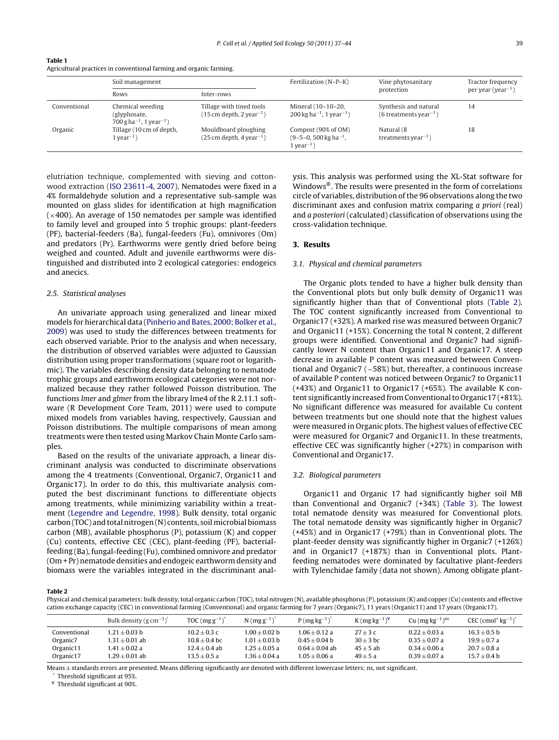**Table 1**
Agricultural practices in conventional farming and organic farming.

| | Soil management | | Fertilization (N–P–K) | Vine phytosanitary protection | Tractor frequency per year ($year^{-1}$) |
|---|---|---|---|---|---|
| | Rows | Inter-rows | | | |
| Conventional | Chemical weeding (glyphosate, 700 g $ha^{-1}$, 1 $year^{-1}$) | Tillage with tined tools (15 cm depth, 2 $year^{-1}$) | Mineral (10–10–20, 200 kg $ha^{-1}$, 1 $year^{-1}$) | Synthesis and natural (6 treatments $year^{-1}$) | 14 |
| Organic | Tillage (10 cm of depth, 1 $year^{-1}$) | Mouldboard ploughing (25 cm depth, 4 $year^{-1}$) | Compost (90% of OM) (9–5–0, 500 kg $ha^{-1}$, 1 $year^{-1}$) | Natural (8 treatments $year^{-1}$) | 18 |

elutriation technique, complemented with sieving and cottonwood extraction (ISO 23611-4, 2007). Nematodes were fixed in a 4% formaldehyde solution and a representative sub-sample was mounted on glass slides for identification at high magnification (×400). An average of 150 nematodes per sample was identified to family level and grouped into 5 trophic groups: plant-feeders (PF), bacterial-feeders (Ba), fungal-feeders (Fu), omnivores (Om) and predators (Pr). Earthworms were gently dried before being weighed and counted. Adult and juvenile earthworms were distinguished and distributed into 2 ecological categories: endogeics and anecics.

### 2.5. Statistical analyses

An univariate approach using generalized and linear mixed models for hierarchical data (Pinherio and Bates, 2000; Bolker et al., 2009) was used to study the differences between treatments for each observed variable. Prior to the analysis and when necessary, the distribution of observed variables were adjusted to Gaussian distribution using proper transformations (square root or logarithmic). The variables describing density data belonging to nematode trophic groups and earthworm ecological categories were not normalized because they rather followed Poisson distribution. The functions *lmer* and *glmer* from the library lme4 of the R 2.11.1 software (R Development Core Team, 2011) were used to compute mixed models from variables having, respectively, Gaussian and Poisson distributions. The multiple comparisons of mean among treatments were then tested using Markov Chain Monte Carlo samples.

Based on the results of the univariate approach, a linear discriminant analysis was conducted to discriminate observations among the 4 treatments (Conventional, Organic7, Organic11 and Organic17). In order to do this, this multivariate analysis computed the best discriminant functions to differentiate objects among treatments, while minimizing variability within a treatment (Legendre and Legendre, 1998). Bulk density, total organic carbon (TOC) and total nitrogen (N) contents, soil microbial biomass carbon (MB), available phosphorus (P), potassium (K) and copper (Cu) contents, effective CEC (CEC), plant-feeding (PF), bacterial-feeding (Ba), fungal-feeding (Fu), combined omnivore and predator (Om + Pr) nematode densities and endogeic earthworm density and biomass were the variables integrated in the discriminant analysis. This analysis was performed using the XL-Stat software for Windows®. The results were presented in the form of correlations circle of variables, distribution of the 96 observations along the two discriminant axes and confusion matrix comparing *a priori* (real) and *a posteriori* (calculated) classification of observations using the cross-validation technique.

## 3. Results

### 3.1. Physical and chemical parameters

The Organic plots tended to have a higher bulk density than the Conventional plots but only bulk density of Organic11 was significantly higher than that of Conventional plots (Table 2). The TOC content significantly increased from Conventional to Organic17 (+32%). A marked rise was measured between Organic7 and Organic11 (+15%). Concerning the total N content, 2 different groups were identified. Conventional and Organic7 had significantly lower N content than Organic11 and Organic17. A steep decrease in available P content was measured between Conventional and Organic7 (−58%) but, thereafter, a continuous increase of available P content was noticed between Organic7 to Organic11 (+43%) and Organic11 to Organic17 (+65%). The available K content significantly increased from Conventional to Organic17 (+81%). No significant difference was measured for available Cu content between treatments but one should note that the highest values were measured in Organic plots. The highest values of effective CEC were measured for Organic7 and Organic11. In these treatments, effective CEC was significantly higher (+27%) in comparison with Conventional and Organic17.

### 3.2. Biological parameters

Organic11 and Organic 17 had significantly higher soil MB than Conventional and Organic7 (+34%) (Table 3). The lowest total nematode density was measured for Conventional plots. The total nematode density was significantly higher in Organic7 (+45%) and in Organic17 (+79%) than in Conventional plots. The plant-feeder density was significantly higher in Organic7 (+126%) and in Organic17 (+187%) than in Conventional plots. Plant-feeding nematodes were dominated by facultative plant-feeders with Tylenchidae family (data not shown). Among obligate plant-

**Table 2**
Physical and chemical parameters: bulk density, total organic carbon (TOC), total nitrogen (N), available phosphorus (P), potassium (K) and copper (Cu) contents and effective cation exchange capacity (CEC) in conventional farming (Conventional) and organic farming for 7 years (Organic7), 11 years (Organic11) and 17 years (Organic17).

| | Bulk density ($g\,cm^{-3}$)* | TOC ($mg\,g^{-1}$)* | N ($mg\,g^{-1}$)* | P ($mg\,kg^{-1}$)* | K ($mg\,kg^{-1}$)¥ | Cu ($mg\,kg^{-1}$)ns | CEC ($cmol^{+}\,kg^{-1}$)* |
|---|---|---|---|---|---|---|---|
| Conventional | 1.21 ± 0.03 b | 10.2 ± 0.3 c | 1.00 ± 0.02 b | 1.06 ± 0.12 a | 27 ± 3 c | 0.22 ± 0.03 a | 16.3 ± 0.5 b |
| Organic7 | 1.31 ± 0.01 ab | 10.8 ± 0.4 bc | 1.01 ± 0.03 b | 0.45 ± 0.04 b | 30 ± 3 bc | 0.35 ± 0.07 a | 19.9 ± 0.7 a |
| Organic11 | 1.41 ± 0.02 a | 12.4 ± 0.4 ab | 1.25 ± 0.05 a | 0.64 ± 0.04 ab | 45 ± 5 ab | 0.34 ± 0.06 a | 20.7 ± 0.8 a |
| Organic17 | 1.29 ± 0.01 ab | 13.5 ± 0.5 a | 1.36 ± 0.04 a | 1.05 ± 0.06 a | 49 ± 5 a | 0.39 ± 0.07 a | 15.7 ± 0.4 b |

Means ± standards errors are presented. Means differing significantly are denoted with different lowercase letters; ns, not significant.
\* Threshold significant at 95%.
¥ Threshold significant at 90%.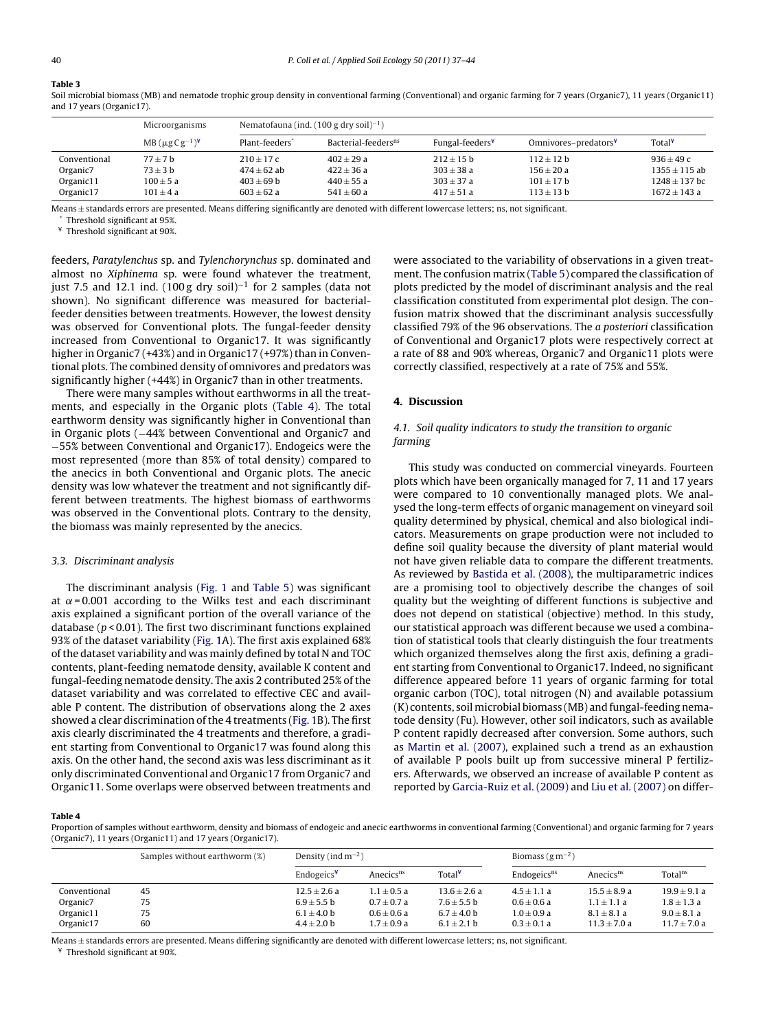**Table 3**
Soil microbial biomass (MB) and nematode trophic group density in conventional farming (Conventional) and organic farming for 7 years (Organic7), 11 years (Organic11) and 17 years (Organic17).

| | Microorganisms | Nematofauna (ind. (100 g dry soil)$^{-1}$) | | | | |
|---|---|---|---|---|---|---|
| | MB (μg C g$^{-1}$)[¥] | Plant-feeders[*] | Bacterial-feeders[ns] | Fungal-feeders[¥] | Omnivores–predators[¥] | Total[¥] |
| Conventional | 77 ± 7 b | 210 ± 17 c | 402 ± 29 a | 212 ± 15 b | 112 ± 12 b | 936 ± 49 c |
| Organic7 | 73 ± 3 b | 474 ± 62 ab | 422 ± 36 a | 303 ± 38 a | 156 ± 20 a | 1355 ± 115 ab |
| Organic11 | 100 ± 5 a | 403 ± 69 b | 440 ± 55 a | 303 ± 37 a | 101 ± 17 b | 1248 ± 137 bc |
| Organic17 | 101 ± 4 a | 603 ± 62 a | 541 ± 60 a | 417 ± 51 a | 113 ± 13 b | 1672 ± 143 a |

Means ± standards errors are presented. Means differing significantly are denoted with different lowercase letters; ns, not significant.
[*] Threshold significant at 95%.
[¥] Threshold significant at 90%.

feeders, *Paratylenchus* sp. and *Tylenchorynchus* sp. dominated and almost no *Xiphinema* sp. were found whatever the treatment, just 7.5 and 12.1 ind. (100 g dry soil)$^{-1}$ for 2 samples (data not shown). No significant difference was measured for bacterial-feeder densities between treatments. However, the lowest density was observed for Conventional plots. The fungal-feeder density increased from Conventional to Organic17. It was significantly higher in Organic7 (+43%) and in Organic17 (+97%) than in Conventional plots. The combined density of omnivores and predators was significantly higher (+44%) in Organic7 than in other treatments.

There were many samples without earthworms in all the treatments, and especially in the Organic plots (Table 4). The total earthworm density was significantly higher in Conventional than in Organic plots (−44% between Conventional and Organic7 and −55% between Conventional and Organic17). Endogeics were the most represented (more than 85% of total density) compared to the anecics in both Conventional and Organic plots. The anecic density was low whatever the treatment and not significantly different between treatments. The highest biomass of earthworms was observed in the Conventional plots. Contrary to the density, the biomass was mainly represented by the anecics.

### 3.3. Discriminant analysis

The discriminant analysis (Fig. 1 and Table 5) was significant at $\alpha = 0.001$ according to the Wilks test and each discriminant axis explained a significant portion of the overall variance of the database ($p < 0.01$). The first two discriminant functions explained 93% of the dataset variability (Fig. 1A). The first axis explained 68% of the dataset variability and was mainly defined by total N and TOC contents, plant-feeding nematode density, available K content and fungal-feeding nematode density. The axis 2 contributed 25% of the dataset variability and was correlated to effective CEC and available P content. The distribution of observations along the 2 axes showed a clear discrimination of the 4 treatments (Fig. 1B). The first axis clearly discriminated the 4 treatments and therefore, a gradient starting from Conventional to Organic17 was found along this axis. On the other hand, the second axis was less discriminant as it only discriminated Conventional and Organic17 from Organic7 and Organic11. Some overlaps were observed between treatments and were associated to the variability of observations in a given treatment. The confusion matrix (Table 5) compared the classification of plots predicted by the model of discriminant analysis and the real classification constituted from experimental plot design. The confusion matrix showed that the discriminant analysis successfully classified 79% of the 96 observations. The *a posteriori* classification of Conventional and Organic17 plots were respectively correct at a rate of 88 and 90% whereas, Organic7 and Organic11 plots were correctly classified, respectively at a rate of 75% and 55%.

## 4. Discussion

### 4.1. Soil quality indicators to study the transition to organic farming

This study was conducted on commercial vineyards. Fourteen plots which have been organically managed for 7, 11 and 17 years were compared to 10 conventionally managed plots. We analysed the long-term effects of organic management on vineyard soil quality determined by physical, chemical and also biological indicators. Measurements on grape production were not included to define soil quality because the diversity of plant material would not have given reliable data to compare the different treatments. As reviewed by Bastida et al. (2008), the multiparametric indices are a promising tool to objectively describe the changes of soil quality but the weighting of different functions is subjective and does not depend on statistical (objective) method. In this study, our statistical approach was different because we used a combination of statistical tools that clearly distinguish the four treatments which organized themselves along the first axis, defining a gradient starting from Conventional to Organic17. Indeed, no significant difference appeared before 11 years of organic farming for total organic carbon (TOC), total nitrogen (N) and available potassium (K) contents, soil microbial biomass (MB) and fungal-feeding nematode density (Fu). However, other soil indicators, such as available P content rapidly decreased after conversion. Some authors, such as Martin et al. (2007), explained such a trend as an exhaustion of available P pools built up from successive mineral P fertilizers. Afterwards, we observed an increase of available P content as reported by Garcia-Ruiz et al. (2009) and Liu et al. (2007) on differ-

**Table 4**
Proportion of samples without earthworm, density and biomass of endogeic and anecic earthworms in conventional farming (Conventional) and organic farming for 7 years (Organic7), 11 years (Organic11) and 17 years (Organic17).

| | Samples without earthworm (%) | Density (ind m$^{-2}$) | | | Biomass (g m$^{-2}$) | | |
|---|---|---|---|---|---|---|---|
| | | Endogeics[¥] | Anecics[ns] | Total[¥] | Endogeics[ns] | Anecics[ns] | Total[ns] |
| Conventional | 45 | 12.5 ± 2.6 a | 1.1 ± 0.5 a | 13.6 ± 2.6 a | 4.5 ± 1.1 a | 15.5 ± 8.9 a | 19.9 ± 9.1 a |
| Organic7 | 75 | 6.9 ± 5.5 b | 0.7 ± 0.7 a | 7.6 ± 5.5 b | 0.6 ± 0.6 a | 1.1 ± 1.1 a | 1.8 ± 1.3 a |
| Organic11 | 75 | 6.1 ± 4.0 b | 0.6 ± 0.6 a | 6.7 ± 4.0 b | 1.0 ± 0.9 a | 8.1 ± 8.1 a | 9.0 ± 8.1 a |
| Organic17 | 60 | 4.4 ± 2.0 b | 1.7 ± 0.9 a | 6.1 ± 2.1 b | 0.3 ± 0.1 a | 11.3 ± 7.0 a | 11.7 ± 7.0 a |

Means ± standards errors are presented. Means differing significantly are denoted with different lowercase letters; ns, not significant.
[¥] Threshold significant at 90%.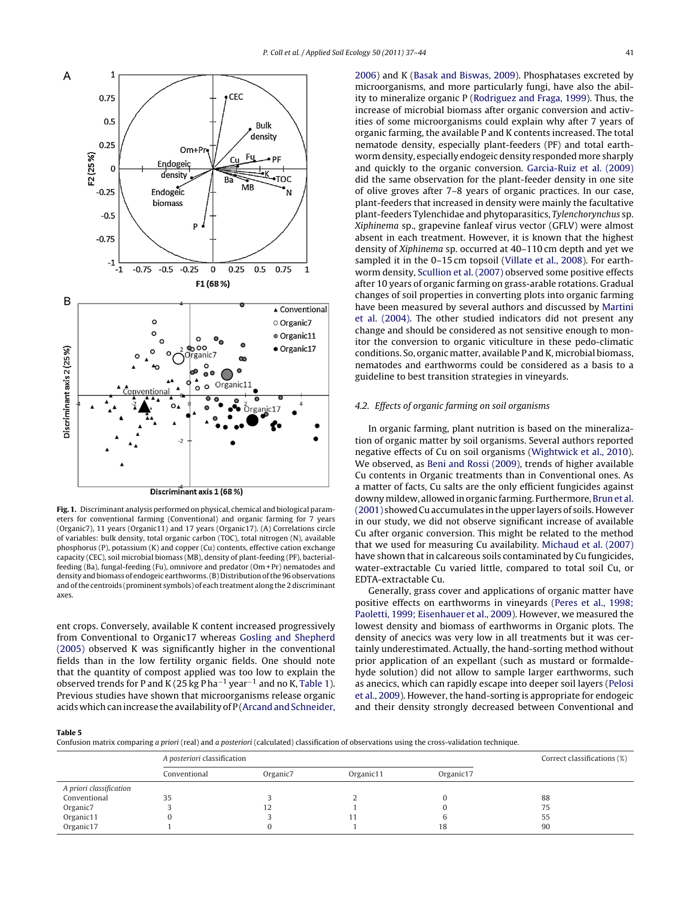A

1
0.75
0.5
0.25
0
-0.25
-0.5
-0.75
-1

F2 (25 %)

-1 -0.75 -0.5 -0.25 0 0.25 0.5 0.75 1

F1 (68 %)

CEC
Bulk density
Om+Pr
Endogeic density
Cu
Fu
PF
K
TOC
Ba
MB
N
Endogeic biomass
P

B

Discriminant axis 2 (25 %)

Discriminant axis 1 (68 %)

▲ Conventional
○ Organic7
◉ Organic11
● Organic17

Conventional
Organic7
Organic11
Organic17

**Fig. 1.** Discriminant analysis performed on physical, chemical and biological parameters for conventional farming (Conventional) and organic farming for 7 years (Organic7), 11 years (Organic11) and 17 years (Organic17). (A) Correlations circle of variables: bulk density, total organic carbon (TOC), total nitrogen (N), available phosphorus (P), potassium (K) and copper (Cu) contents, effective cation exchange capacity (CEC), soil microbial biomass (MB), density of plant-feeding (PF), bacterial-feeding (Ba), fungal-feeding (Fu), omnivore and predator (Om + Pr) nematodes and density and biomass of endogeic earthworms. (B) Distribution of the 96 observations and of the centroids (prominent symbols) of each treatment along the 2 discriminant axes.

ent crops. Conversely, available K content increased progressively from Conventional to Organic17 whereas Gosling and Shepherd (2005) observed K was significantly higher in the conventional fields than in the low fertility organic fields. One should note that the quantity of compost applied was too low to explain the observed trends for P and K (25 kg P ha$^{-1}$ year$^{-1}$ and no K, Table 1). Previous studies have shown that microorganisms release organic acids which can increase the availability of P (Arcand and Schneider, 2006) and K (Basak and Biswas, 2009). Phosphatases excreted by microorganisms, and more particularly fungi, have also the ability to mineralize organic P (Rodriguez and Fraga, 1999). Thus, the increase of microbial biomass after organic conversion and activities of some microorganisms could explain why after 7 years of organic farming, the available P and K contents increased. The total nematode density, especially plant-feeders (PF) and total earthworm density, especially endogeic density responded more sharply and quickly to the organic conversion. Garcia-Ruiz et al. (2009) did the same observation for the plant-feeder density in one site of olive groves after 7–8 years of organic practices. In our case, plant-feeders that increased in density were mainly the facultative plant-feeders Tylenchidae and phytoparasitics, *Tylenchorynchus* sp. *Xiphinema* sp., grapevine fanleaf virus vector (GFLV) were almost absent in each treatment. However, it is known that the highest density of *Xiphinema* sp. occurred at 40–110 cm depth and yet we sampled it in the 0–15 cm topsoil (Villate et al., 2008). For earthworm density, Scullion et al. (2007) observed some positive effects after 10 years of organic farming on grass-arable rotations. Gradual changes of soil properties in converting plots into organic farming have been measured by several authors and discussed by Martini et al. (2004). The other studied indicators did not present any change and should be considered as not sensitive enough to monitor the conversion to organic viticulture in these pedo-climatic conditions. So, organic matter, available P and K, microbial biomass, nematodes and earthworms could be considered as a basis to a guideline to best transition strategies in vineyards.

### 4.2. Effects of organic farming on soil organisms

In organic farming, plant nutrition is based on the mineralization of organic matter by soil organisms. Several authors reported negative effects of Cu on soil organisms (Wightwick et al., 2010). We observed, as Beni and Rossi (2009), trends of higher available Cu contents in Organic treatments than in Conventional ones. As a matter of facts, Cu salts are the only efficient fungicides against downy mildew, allowed in organic farming. Furthermore, Brun et al. (2001) showed Cu accumulates in the upper layers of soils. However in our study, we did not observe significant increase of available Cu after organic conversion. This might be related to the method that we used for measuring Cu availability. Michaud et al. (2007) have shown that in calcareous soils contaminated by Cu fungicides, water-extractable Cu varied little, compared to total soil Cu, or EDTA-extractable Cu.

Generally, grass cover and applications of organic matter have positive effects on earthworms in vineyards (Peres et al., 1998; Paoletti, 1999; Eisenhauer et al., 2009). However, we measured the lowest density and biomass of earthworms in Organic plots. The density of anecics was very low in all treatments but it was certainly underestimated. Actually, the hand-sorting method without prior application of an expellant (such as mustard or formaldehyde solution) did not allow to sample larger earthworms, such as anecics, which can rapidly escape into deeper soil layers (Pelosi et al., 2009). However, the hand-sorting is appropriate for endogeic and their density strongly decreased between Conventional and

**Table 5**
Confusion matrix comparing *a priori* (real) and *a posteriori* (calculated) classification of observations using the cross-validation technique.

| | *A posteriori* classification | | | | Correct classifications (%) |
|---|---|---|---|---|---|
| | Conventional | Organic7 | Organic11 | Organic17 | |
| *A priori classification* | | | | | |
| Conventional | 35 | 3 | 2 | 0 | 88 |
| Organic7 | 3 | 12 | 1 | 0 | 75 |
| Organic11 | 0 | 3 | 11 | 6 | 55 |
| Organic17 | 1 | 0 | 1 | 18 | 90 |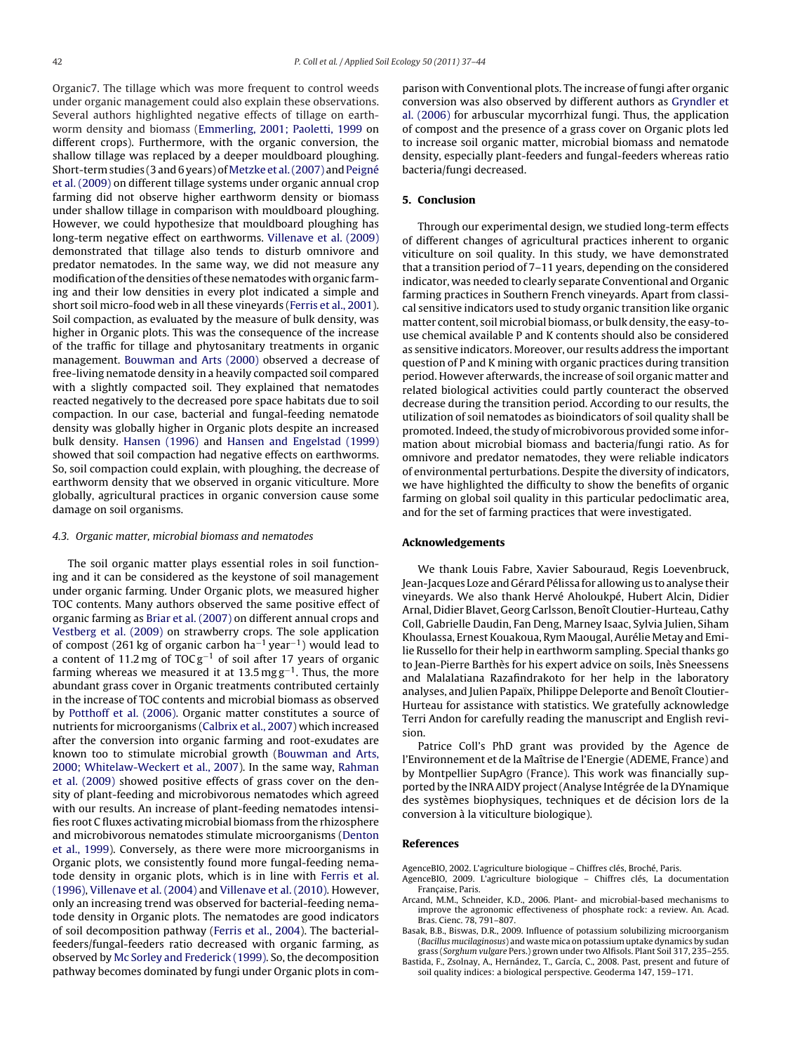Organic7. The tillage which was more frequent to control weeds under organic management could also explain these observations. Several authors highlighted negative effects of tillage on earthworm density and biomass (Emmerling, 2001; Paoletti, 1999 on different crops). Furthermore, with the organic conversion, the shallow tillage was replaced by a deeper mouldboard ploughing. Short-term studies (3 and 6 years) of Metzke et al. (2007) and Peigné et al. (2009) on different tillage systems under organic annual crop farming did not observe higher earthworm density or biomass under shallow tillage in comparison with mouldboard ploughing. However, we could hypothesize that mouldboard ploughing has long-term negative effect on earthworms. Villenave et al. (2009) demonstrated that tillage also tends to disturb omnivore and predator nematodes. In the same way, we did not measure any modification of the densities of these nematodes with organic farming and their low densities in every plot indicated a simple and short soil micro-food web in all these vineyards (Ferris et al., 2001). Soil compaction, as evaluated by the measure of bulk density, was higher in Organic plots. This was the consequence of the increase of the traffic for tillage and phytosanitary treatments in organic management. Bouwman and Arts (2000) observed a decrease of free-living nematode density in a heavily compacted soil compared with a slightly compacted soil. They explained that nematodes reacted negatively to the decreased pore space habitats due to soil compaction. In our case, bacterial and fungal-feeding nematode density was globally higher in Organic plots despite an increased bulk density. Hansen (1996) and Hansen and Engelstad (1999) showed that soil compaction had negative effects on earthworms. So, soil compaction could explain, with ploughing, the decrease of earthworm density that we observed in organic viticulture. More globally, agricultural practices in organic conversion cause some damage on soil organisms.

### 4.3. Organic matter, microbial biomass and nematodes

The soil organic matter plays essential roles in soil functioning and it can be considered as the keystone of soil management under organic farming. Under Organic plots, we measured higher TOC contents. Many authors observed the same positive effect of organic farming as Briar et al. (2007) on different annual crops and Vestberg et al. (2009) on strawberry crops. The sole application of compost (261 kg of organic carbon $ha^{-1}$ $year^{-1}$) would lead to a content of 11.2 mg of TOC $g^{-1}$ of soil after 17 years of organic farming whereas we measured it at 13.5 mg $g^{-1}$. Thus, the more abundant grass cover in Organic treatments contributed certainly in the increase of TOC contents and microbial biomass as observed by Potthoff et al. (2006). Organic matter constitutes a source of nutrients for microorganisms (Calbrix et al., 2007) which increased after the conversion into organic farming and root-exudates are known too to stimulate microbial growth (Bouwman and Arts, 2000; Whitelaw-Weckert et al., 2007). In the same way, Rahman et al. (2009) showed positive effects of grass cover on the density of plant-feeding and microbivorous nematodes which agreed with our results. An increase of plant-feeding nematodes intensifies root C fluxes activating microbial biomass from the rhizosphere and microbivorous nematodes stimulate microorganisms (Denton et al., 1999). Conversely, as there were more microorganisms in Organic plots, we consistently found more fungal-feeding nematode density in organic plots, which is in line with Ferris et al. (1996), Villenave et al. (2004) and Villenave et al. (2010). However, only an increasing trend was observed for bacterial-feeding nematode density in Organic plots. The nematodes are good indicators of soil decomposition pathway (Ferris et al., 2004). The bacterial-feeders/fungal-feeders ratio decreased with organic farming, as observed by Mc Sorley and Frederick (1999). So, the decomposition pathway becomes dominated by fungi under Organic plots in comparison with Conventional plots. The increase of fungi after organic conversion was also observed by different authors as Gryndler et al. (2006) for arbuscular mycorrhizal fungi. Thus, the application of compost and the presence of a grass cover on Organic plots led to increase soil organic matter, microbial biomass and nematode density, especially plant-feeders and fungal-feeders whereas ratio bacteria/fungi decreased.

## 5. Conclusion

Through our experimental design, we studied long-term effects of different changes of agricultural practices inherent to organic viticulture on soil quality. In this study, we have demonstrated that a transition period of 7–11 years, depending on the considered indicator, was needed to clearly separate Conventional and Organic farming practices in Southern French vineyards. Apart from classical sensitive indicators used to study organic transition like organic matter content, soil microbial biomass, or bulk density, the easy-to-use chemical available P and K contents should also be considered as sensitive indicators. Moreover, our results address the important question of P and K mining with organic practices during transition period. However afterwards, the increase of soil organic matter and related biological activities could partly counteract the observed decrease during the transition period. According to our results, the utilization of soil nematodes as bioindicators of soil quality shall be promoted. Indeed, the study of microbivorous provided some information about microbial biomass and bacteria/fungi ratio. As for omnivore and predator nematodes, they were reliable indicators of environmental perturbations. Despite the diversity of indicators, we have highlighted the difficulty to show the benefits of organic farming on global soil quality in this particular pedoclimatic area, and for the set of farming practices that were investigated.

## Acknowledgements

We thank Louis Fabre, Xavier Sabouraud, Regis Loevenbruck, Jean-Jacques Loze and Gérard Pélissa for allowing us to analyse their vineyards. We also thank Hervé Aholoukpé, Hubert Alcin, Didier Arnal, Didier Blavet, Georg Carlsson, Benoît Cloutier-Hurteau, Cathy Coll, Gabrielle Daudin, Fan Deng, Marney Isaac, Sylvia Julien, Siham Khoulassa, Ernest Kouakoua, Rym Maougal, Aurélie Metay and Emilie Russello for their help in earthworm sampling. Special thanks go to Jean-Pierre Barthès for his expert advice on soils, Inès Sneessens and Malalatiana Razafindrakoto for her help in the laboratory analyses, and Julien Papaïx, Philippe Deleporte and Benoît Cloutier-Hurteau for assistance with statistics. We gratefully acknowledge Terri Andon for carefully reading the manuscript and English revision.

Patrice Coll's PhD grant was provided by the Agence de l'Environnement et de la Maîtrise de l'Energie (ADEME, France) and by Montpellier SupAgro (France). This work was financially supported by the INRA AIDY project (Analyse Intégrée de la DYnamique des systèmes biophysiques, techniques et de décision lors de la conversion à la viticulture biologique).

## References

AgenceBIO, 2002. L'agriculture biologique – Chiffres clés, Broché, Paris.

AgenceBIO, 2009. L'agriculture biologique – Chiffres clés, La documentation Française, Paris.

Arcand, M.M., Schneider, K.D., 2006. Plant- and microbial-based mechanisms to improve the agronomic effectiveness of phosphate rock: a review. An. Acad. Bras. Cienc. 78, 791–807.

Basak, B.B., Biswas, D.R., 2009. Influence of potassium solubilizing microorganism (*Bacillus mucilaginosus*) and waste mica on potassium uptake dynamics by sudan grass (*Sorghum vulgare* Pers.) grown under two Alfisols. Plant Soil 317, 235–255.

Bastida, F., Zsolnay, A., Hernández, T., García, C., 2008. Past, present and future of soil quality indices: a biological perspective. Geoderma 147, 159–171.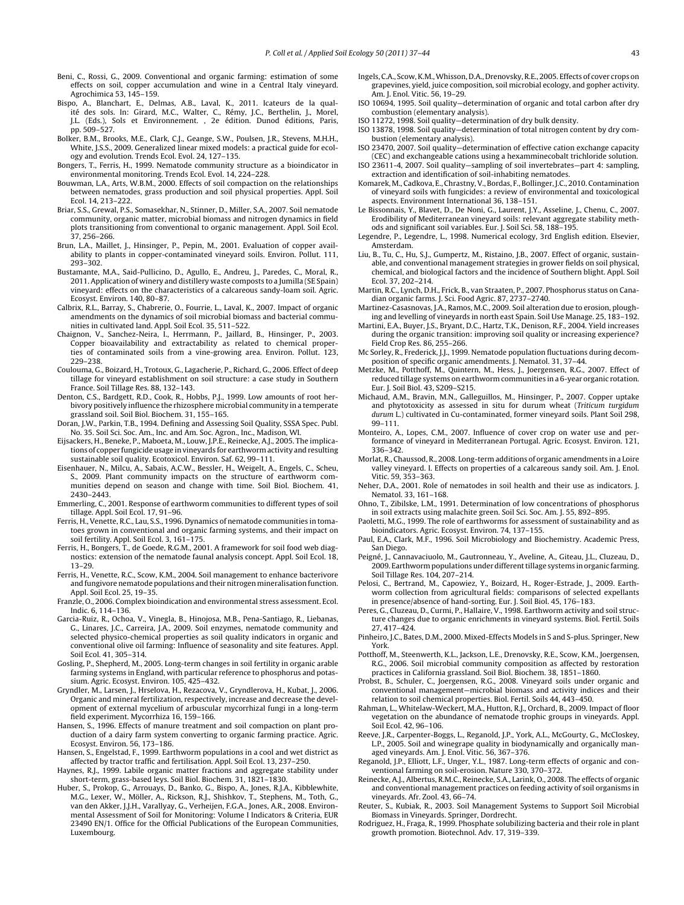Beni, C., Rossi, G., 2009. Conventional and organic farming: estimation of some effects on soil, copper accumulation and wine in a Central Italy vineyard. Agrochimica 53, 145–159.

Bispo, A., Blanchart, E., Delmas, A.B., Laval, K., 2011. Icateurs de la qualité des sols. In: Girard, M.C., Walter, C., Rémy, J.C., Berthelin, J., Morel, J.L. (Eds.), Sols et Environnement. , 2e édition. Dunod éditions, Paris, pp. 509–527.

Bolker, B.M., Brooks, M.E., Clark, C.J., Geange, S.W., Poulsen, J.R., Stevens, M.H.H., White, J.S.S., 2009. Generalized linear mixed models: a practical guide for ecology and evolution. Trends Ecol. Evol. 24, 127–135.

Bongers, T., Ferris, H., 1999. Nematode community structure as a bioindicator in environmental monitoring. Trends Ecol. Evol. 14, 224–228.

Bouwman, L.A., Arts, W.B.M., 2000. Effects of soil compaction on the relationships between nematodes, grass production and soil physical properties. Appl. Soil Ecol. 14, 213–222.

Briar, S.S., Grewal, P.S., Somasekhar, N., Stinner, D., Miller, S.A., 2007. Soil nematode community, organic matter, microbial biomass and nitrogen dynamics in field plots transitioning from conventional to organic management. Appl. Soil Ecol. 37, 256–266.

Brun, L.A., Maillet, J., Hinsinger, P., Pepin, M., 2001. Evaluation of copper availability to plants in copper-contaminated vineyard soils. Environ. Pollut. 111, 293–302.

Bustamante, M.A., Said-Pullicino, D., Agullo, E., Andreu, J., Paredes, C., Moral, R., 2011. Application of winery and distillery waste composts to a Jumilla (SE Spain) vineyard: effects on the characteristics of a calcareous sandy-loam soil. Agric. Ecosyst. Environ. 140, 80–87.

Calbrix, R.L., Barray, S., Chabrerie, O., Fourrie, L., Laval, K., 2007. Impact of organic amendments on the dynamics of soil microbial biomass and bacterial communities in cultivated land. Appl. Soil Ecol. 35, 511–522.

Chaignon, V., Sanchez-Neira, I., Herrmann, P., Jaillard, B., Hinsinger, P., 2003. Copper bioavailability and extractability as related to chemical properties of contaminated soils from a vine-growing area. Environ. Pollut. 123, 229–238.

Coulouma, G., Boizard, H., Trotoux, G., Lagacherie, P., Richard, G., 2006. Effect of deep tillage for vineyard establishment on soil structure: a case study in Southern France. Soil Tillage Res. 88, 132–143.

Denton, C.S., Bardgett, R.D., Cook, R., Hobbs, P.J., 1999. Low amounts of root herbivory positively influence the rhizosphere microbial community in a temperate grassland soil. Soil Biol. Biochem. 31, 155–165.

Doran, J.W., Parkin, T.B., 1994. Defining and Assessing Soil Quality, SSSA Spec. Publ. No. 35. Soil Sci. Soc. Am., Inc. and Am. Soc. Agron., Inc., Madison, WI.

Eijsackers, H., Beneke, P., Maboeta, M., Louw, J.P.E., Reinecke, A.J., 2005. The implications of copper fungicide usage in vineyards for earthworm activity and resulting sustainable soil quality. Ecotoxicol. Environ. Saf. 62, 99–111.

Eisenhauer, N., Milcu, A., Sabais, A.C.W., Bessler, H., Weigelt, A., Engels, C., Scheu, S., 2009. Plant community impacts on the structure of earthworm communities depend on season and change with time. Soil Biol. Biochem. 41, 2430–2443.

Emmerling, C., 2001. Response of earthworm communities to different types of soil tillage. Appl. Soil Ecol. 17, 91–96.

Ferris, H., Venette, R.C., Lau, S.S., 1996. Dynamics of nematode communities in tomatoes grown in conventional and organic farming systems, and their impact on soil fertility. Appl. Soil Ecol. 3, 161–175.

Ferris, H., Bongers, T., de Goede, R.G.M., 2001. A framework for soil food web diagnostics: extension of the nematode faunal analysis concept. Appl. Soil Ecol. 18, 13–29.

Ferris, H., Venette, R.C., Scow, K.M., 2004. Soil management to enhance bacterivore and fungivore nematode populations and their nitrogen mineralisation function. Appl. Soil Ecol. 25, 19–35.

Franzle, O., 2006. Complex bioindication and environmental stress assessment. Ecol. Indic. 6, 114–136.

Garcia-Ruiz, R., Ochoa, V., Vinegla, B., Hinojosa, M.B., Pena-Santiago, R., Liebanas, G., Linares, J.C., Carreira, J.A., 2009. Soil enzymes, nematode community and selected physico-chemical properties as soil quality indicators in organic and conventional olive oil farming: Influence of seasonality and site features. Appl. Soil Ecol. 41, 305–314.

Gosling, P., Shepherd, M., 2005. Long-term changes in soil fertility in organic arable farming systems in England, with particular reference to phosphorus and potassium. Agric. Ecosyst. Environ. 105, 425–432.

Gryndler, M., Larsen, J., Hrselova, H., Rezacova, V., Gryndlerova, H., Kubat, J., 2006. Organic and mineral fertilization, respectively, increase and decrease the development of external mycelium of arbuscular mycorrhizal fungi in a long-term field experiment. Mycorrhiza 16, 159–166.

Hansen, S., 1996. Effects of manure treatment and soil compaction on plant production of a dairy farm system converting to organic farming practice. Agric. Ecosyst. Environ. 56, 173–186.

Hansen, S., Engelstad, F., 1999. Earthworm populations in a cool and wet district as affected by tractor traffic and fertilisation. Appl. Soil Ecol. 13, 237–250.

Haynes, R.J., 1999. Labile organic matter fractions and aggregate stability under short-term, grass-based leys. Soil Biol. Biochem. 31, 1821–1830.

Huber, S., Prokop, G., Arrouays, D., Banko, G., Bispo, A., Jones, R.J.A., Kibblewhite, M.G., Lexer, W., Möller, A., Rickson, R.J., Shishkov, T., Stephens, M., Toth, G., van den Akker, J.J.H., Varallyay, G., Verheijen, F.G.A., Jones, A.R., 2008. Environmental Assessment of Soil for Monitoring: Volume I Indicators & Criteria, EUR 23490 EN/1. Office for the Official Publications of the European Communities, Luxembourg.

Ingels, C.A., Scow, K.M., Whisson, D.A., Drenovsky, R.E., 2005. Effects of cover crops on grapevines, yield, juice composition, soil microbial ecology, and gopher activity. Am. J. Enol. Vitic. 56, 19–29.

ISO 10694, 1995. Soil quality—determination of organic and total carbon after dry combustion (elementary analysis).

ISO 11272, 1998. Soil quality—determination of dry bulk density.

ISO 13878, 1998. Soil quality—determination of total nitrogen content by dry combustion (elementary analysis).

ISO 23470, 2007. Soil quality—determination of effective cation exchange capacity (CEC) and exchangeable cations using a hexamminecobalt trichloride solution.

ISO 23611-4, 2007. Soil quality—sampling of soil invertebrates—part 4: sampling, extraction and identification of soil-inhabiting nematodes.

Komarek, M., Cadkova, E., Chrastny, V., Bordas, F., Bollinger, J.C., 2010. Contamination of vineyard soils with fungicides: a review of environmental and toxicological aspects. Environment International 36, 138–151.

Le Bissonnais, Y., Blavet, D., De Noni, G., Laurent, J.Y., Asseline, J., Chenu, C., 2007. Erodibility of Mediterranean vineyard soils: relevant aggregate stability methods and significant soil variables. Eur. J. Soil Sci. 58, 188–195.

Legendre, P., Legendre, L., 1998. Numerical ecology, 3rd English edition. Elsevier, Amsterdam.

Liu, B., Tu, C., Hu, S.J., Gumpertz, M., Ristaino, J.B., 2007. Effect of organic, sustainable, and conventional management strategies in grower fields on soil physical, chemical, and biological factors and the incidence of Southern blight. Appl. Soil Ecol. 37, 202–214.

Martin, R.C., Lynch, D.H., Frick, B., van Straaten, P., 2007. Phosphorus status on Canadian organic farms. J. Sci. Food Agric. 87, 2737–2740.

Martinez-Casasnovas, J.A., Ramos, M.C., 2009. Soil alteration due to erosion, ploughing and levelling of vineyards in north east Spain. Soil Use Manage. 25, 183–192.

Martini, E.A., Buyer, J.S., Bryant, D.C., Hartz, T.K., Denison, R.F., 2004. Yield increases during the organic transition: improving soil quality or increasing experience? Field Crop Res. 86, 255–266.

Mc Sorley, R., Frederick, J.J., 1999. Nematode population fluctuations during decomposition of specific organic amendments. J. Nematol. 31, 37–44.

Metzke, M., Potthoff, M., Quintern, M., Hess, J., Joergensen, R.G., 2007. Effect of reduced tillage systems on earthworm communities in a 6-year organic rotation. Eur. J. Soil Biol. 43, S209–S215.

Michaud, A.M., Bravin, M.N., Galleguillos, M., Hinsinger, P., 2007. Copper uptake and phytotoxicity as assessed in situ for durum wheat (*Triticum turgidum durum* L.) cultivated in Cu-contaminated, former vineyard soils. Plant Soil 298, 99–111.

Monteiro, A., Lopes, C.M., 2007. Influence of cover crop on water use and performance of vineyard in Mediterranean Portugal. Agric. Ecosyst. Environ. 121, 336–342.

Morlat, R., Chaussod, R., 2008. Long-term additions of organic amendments in a Loire valley vineyard. I. Effects on properties of a calcareous sandy soil. Am. J. Enol. Vitic. 59, 353–363.

Neher, D.A., 2001. Role of nematodes in soil health and their use as indicators. J. Nematol. 33, 161–168.

Ohno, T., Zibilske, L.M., 1991. Determination of low concentrations of phosphorus in soil extracts using malachite green. Soil Sci. Soc. Am. J. 55, 892–895.

Paoletti, M.G., 1999. The role of earthworms for assessment of sustainability and as bioindicators. Agric. Ecosyst. Environ. 74, 137–155.

Paul, E.A., Clark, M.F., 1996. Soil Microbiology and Biochemistry. Academic Press, San Diego.

Peigné, J., Cannavaciuolo, M., Gautronneau, Y., Aveline, A., Giteau, J.L., Cluzeau, D., 2009. Earthworm populations under different tillage systems in organic farming. Soil Tillage Res. 104, 207–214.

Pelosi, C., Bertrand, M., Capowiez, Y., Boizard, H., Roger-Estrade, J., 2009. Earthworm collection from agricultural fields: comparisons of selected expellants in presence/absence of hand-sorting. Eur. J. Soil Biol. 45, 176–183.

Peres, G., Cluzeau, D., Curmi, P., Hallaire, V., 1998. Earthworm activity and soil structure changes due to organic enrichments in vineyard systems. Biol. Fertil. Soils 27, 417–424.

Pinheiro, J.C., Bates, D.M., 2000. Mixed-Effects Models in S and S-plus. Springer, New York.

Potthoff, M., Steenwerth, K.L., Jackson, L.E., Drenovsky, R.E., Scow, K.M., Joergensen, R.G., 2006. Soil microbial community composition as affected by restoration practices in California grassland. Soil Biol. Biochem. 38, 1851–1860.

Probst, B., Schuler, C., Joergensen, R.G., 2008. Vineyard soils under organic and conventional management—microbial biomass and activity indices and their relation to soil chemical properties. Biol. Fertil. Soils 44, 443–450.

Rahman, L., Whitelaw-Weckert, M.A., Hutton, R.J., Orchard, B., 2009. Impact of floor vegetation on the abundance of nematode trophic groups in vineyards. Appl. Soil Ecol. 42, 96–106.

Reeve, J.R., Carpenter-Boggs, L., Reganold, J.P., York, A.L., McGourty, G., McCloskey, L.P., 2005. Soil and winegrape quality in biodynamically and organically managed vineyards. Am. J. Enol. Vitic. 56, 367–376.

Reganold, J.P., Elliott, L.F., Unger, Y.L., 1987. Long-term effects of organic and conventional farming on soil-erosion. Nature 330, 370–372.

Reinecke, A.J., Albertus, R.M.C., Reinecke, S.A., Larink, O., 2008. The effects of organic and conventional management practices on feeding activity of soil organisms in vineyards. Afr. Zool. 43, 66–74.

Reuter, S., Kubiak, R., 2003. Soil Management Systems to Support Soil Microbial Biomass in Vineyards. Springer, Dordrecht.

Rodriguez, H., Fraga, R., 1999. Phosphate solubilizing bacteria and their role in plant growth promotion. Biotechnol. Adv. 17, 319–339.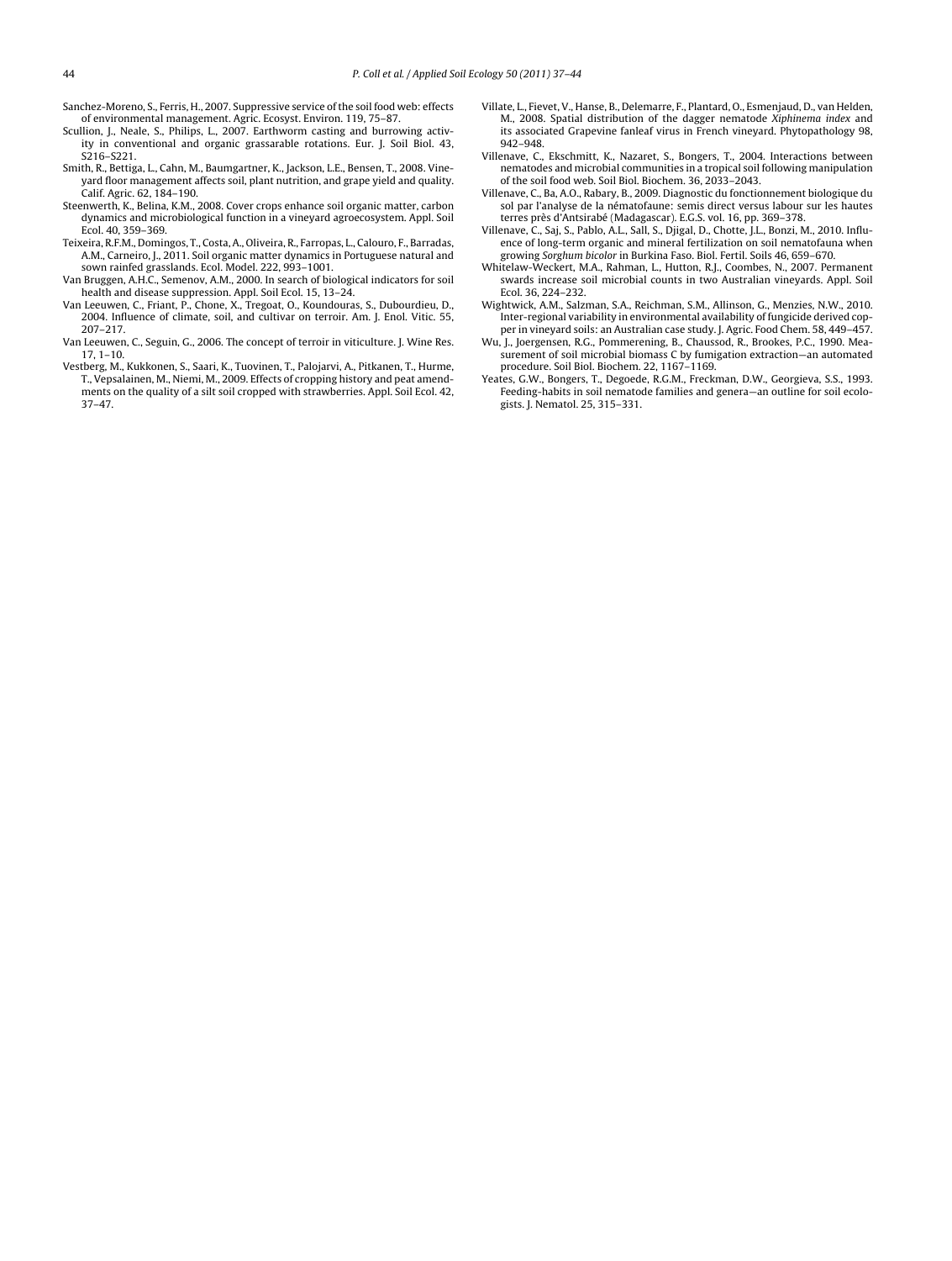Sanchez-Moreno, S., Ferris, H., 2007. Suppressive service of the soil food web: effects of environmental management. Agric. Ecosyst. Environ. 119, 75–87.

Scullion, J., Neale, S., Philips, L., 2007. Earthworm casting and burrowing activity in conventional and organic grassarable rotations. Eur. J. Soil Biol. 43, S216–S221.

Smith, R., Bettiga, L., Cahn, M., Baumgartner, K., Jackson, L.E., Bensen, T., 2008. Vineyard floor management affects soil, plant nutrition, and grape yield and quality. Calif. Agric. 62, 184–190.

Steenwerth, K., Belina, K.M., 2008. Cover crops enhance soil organic matter, carbon dynamics and microbiological function in a vineyard agroecosystem. Appl. Soil Ecol. 40, 359–369.

Teixeira, R.F.M., Domingos, T., Costa, A., Oliveira, R., Farropas, L., Calouro, F., Barradas, A.M., Carneiro, J., 2011. Soil organic matter dynamics in Portuguese natural and sown rainfed grasslands. Ecol. Model. 222, 993–1001.

Van Bruggen, A.H.C., Semenov, A.M., 2000. In search of biological indicators for soil health and disease suppression. Appl. Soil Ecol. 15, 13–24.

Van Leeuwen, C., Friant, P., Chone, X., Tregoat, O., Koundouras, S., Dubourdieu, D., 2004. Influence of climate, soil, and cultivar on terroir. Am. J. Enol. Vitic. 55, 207–217.

Van Leeuwen, C., Seguin, G., 2006. The concept of terroir in viticulture. J. Wine Res. 17, 1–10.

Vestberg, M., Kukkonen, S., Saari, K., Tuovinen, T., Palojarvi, A., Pitkanen, T., Hurme, T., Vepsalainen, M., Niemi, M., 2009. Effects of cropping history and peat amendments on the quality of a silt soil cropped with strawberries. Appl. Soil Ecol. 42, 37–47.

Villate, L., Fievet, V., Hanse, B., Delemarre, F., Plantard, O., Esmenjaud, D., van Helden, M., 2008. Spatial distribution of the dagger nematode *Xiphinema index* and its associated Grapevine fanleaf virus in French vineyard. Phytopathology 98, 942–948.

Villenave, C., Ekschmitt, K., Nazaret, S., Bongers, T., 2004. Interactions between nematodes and microbial communities in a tropical soil following manipulation of the soil food web. Soil Biol. Biochem. 36, 2033–2043.

Villenave, C., Ba, A.O., Rabary, B., 2009. Diagnostic du fonctionnement biologique du sol par l'analyse de la nématofaune: semis direct versus labour sur les hautes terres près d'Antsirabé (Madagascar). E.G.S. vol. 16, pp. 369–378.

Villenave, C., Saj, S., Pablo, A.L., Sall, S., Djigal, D., Chotte, J.L., Bonzi, M., 2010. Influence of long-term organic and mineral fertilization on soil nematofauna when growing *Sorghum bicolor* in Burkina Faso. Biol. Fertil. Soils 46, 659–670.

Whitelaw-Weckert, M.A., Rahman, L., Hutton, R.J., Coombes, N., 2007. Permanent swards increase soil microbial counts in two Australian vineyards. Appl. Soil Ecol. 36, 224–232.

Wightwick, A.M., Salzman, S.A., Reichman, S.M., Allinson, G., Menzies, N.W., 2010. Inter-regional variability in environmental availability of fungicide derived copper in vineyard soils: an Australian case study. J. Agric. Food Chem. 58, 449–457.

Wu, J., Joergensen, R.G., Pommerening, B., Chaussod, R., Brookes, P.C., 1990. Measurement of soil microbial biomass C by fumigation extraction—an automated procedure. Soil Biol. Biochem. 22, 1167–1169.

Yeates, G.W., Bongers, T., Degoede, R.G.M., Freckman, D.W., Georgieva, S.S., 1993. Feeding-habits in soil nematode families and genera—an outline for soil ecologists. J. Nematol. 25, 315–331.